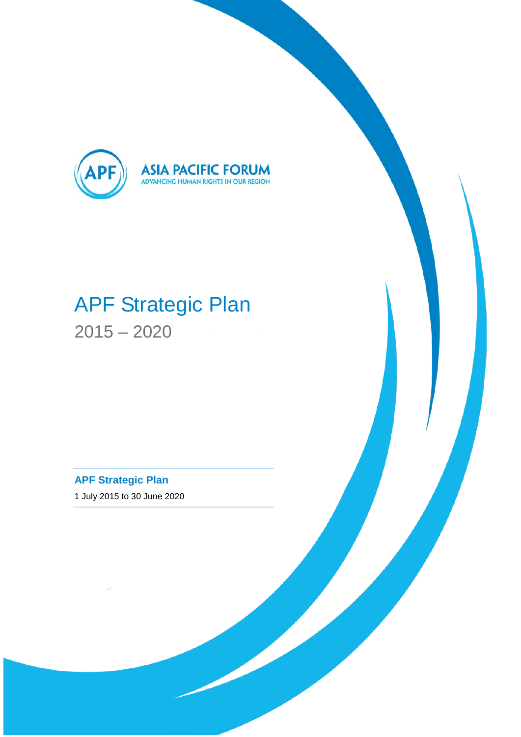ASIA PACIFIC FORUM
ADVANCING HUMAN RIGHTS IN OUR REGION

# APF Strategic Plan

## 2015 – 2020

**APF Strategic Plan**

1 July 2015 to 30 June 2020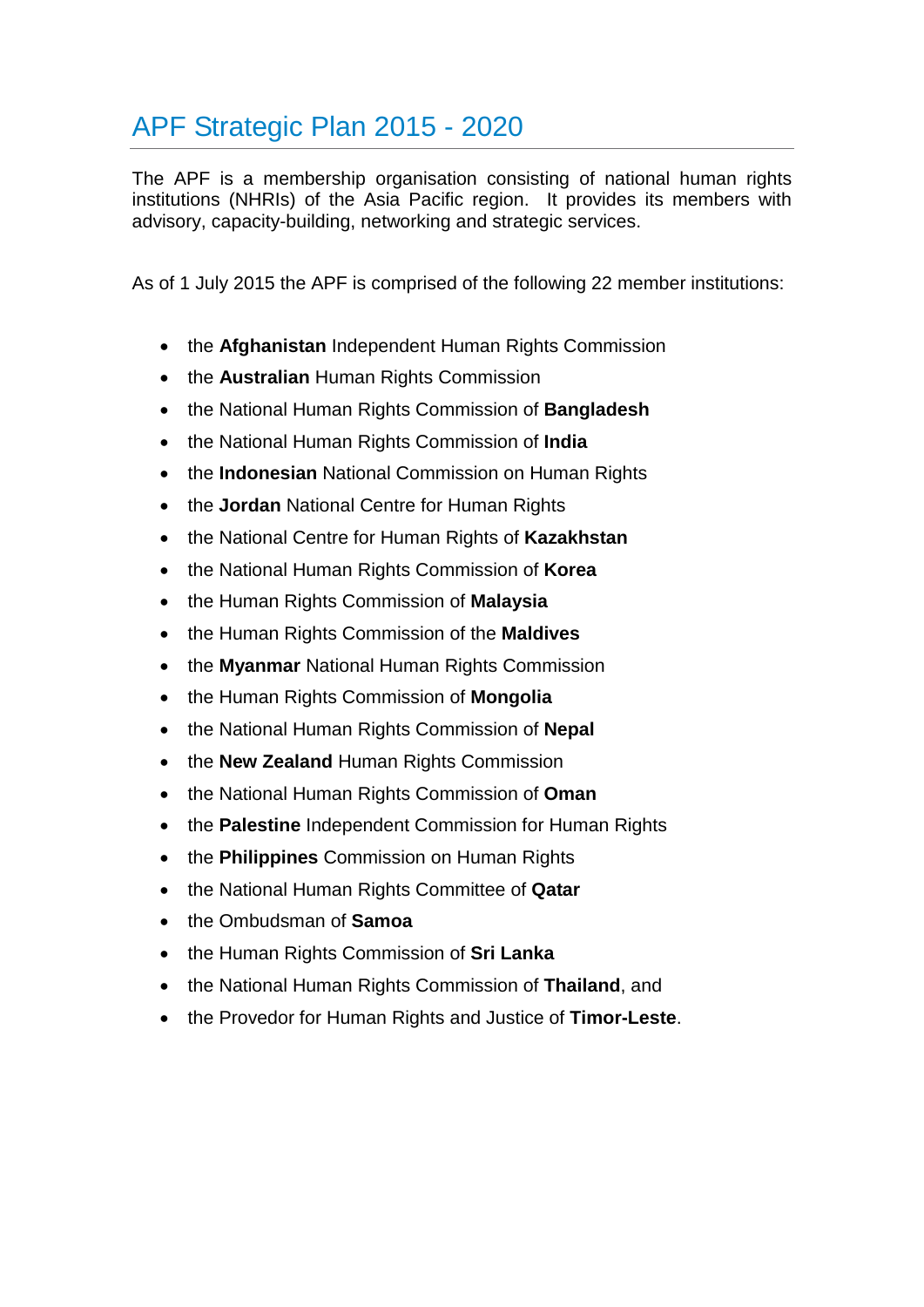# APF Strategic Plan 2015 - 2020

The APF is a membership organisation consisting of national human rights institutions (NHRIs) of the Asia Pacific region. It provides its members with advisory, capacity-building, networking and strategic services.

As of 1 July 2015 the APF is comprised of the following 22 member institutions:

- the **Afghanistan** Independent Human Rights Commission
- the **Australian** Human Rights Commission
- the National Human Rights Commission of **Bangladesh**
- the National Human Rights Commission of **India**
- the **Indonesian** National Commission on Human Rights
- the **Jordan** National Centre for Human Rights
- the National Centre for Human Rights of **Kazakhstan**
- the National Human Rights Commission of **Korea**
- the Human Rights Commission of **Malaysia**
- the Human Rights Commission of the **Maldives**
- the **Myanmar** National Human Rights Commission
- the Human Rights Commission of **Mongolia**
- the National Human Rights Commission of **Nepal**
- the **New Zealand** Human Rights Commission
- the National Human Rights Commission of **Oman**
- the **Palestine** Independent Commission for Human Rights
- the **Philippines** Commission on Human Rights
- the National Human Rights Committee of **Qatar**
- the Ombudsman of **Samoa**
- the Human Rights Commission of **Sri Lanka**
- the National Human Rights Commission of **Thailand**, and
- the Provedor for Human Rights and Justice of **Timor-Leste**.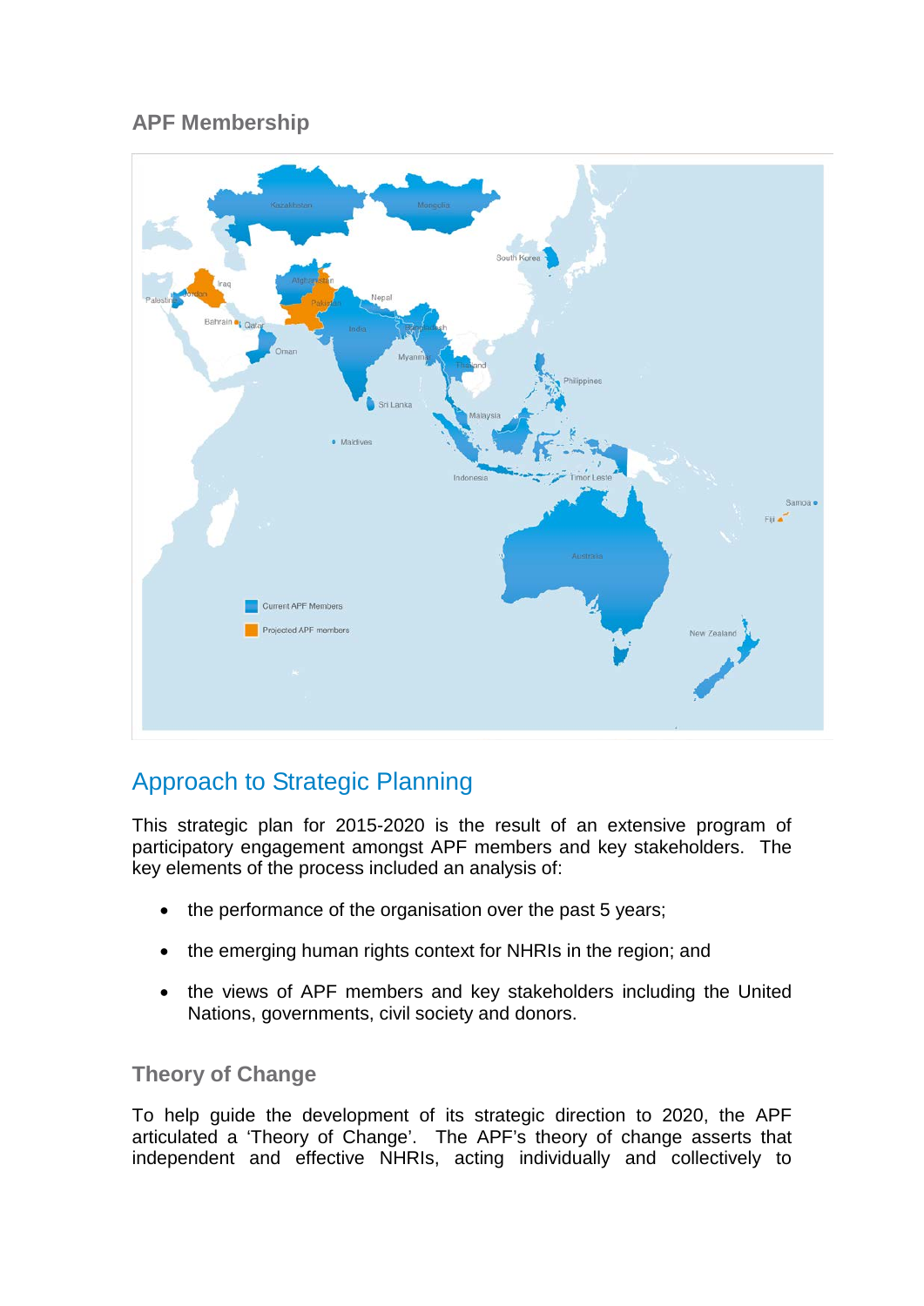### APF Membership

## Approach to Strategic Planning

This strategic plan for 2015-2020 is the result of an extensive program of participatory engagement amongst APF members and key stakeholders. The key elements of the process included an analysis of:

- the performance of the organisation over the past 5 years;
- the emerging human rights context for NHRIs in the region; and
- the views of APF members and key stakeholders including the United Nations, governments, civil society and donors.

### Theory of Change

To help guide the development of its strategic direction to 2020, the APF articulated a 'Theory of Change'. The APF's theory of change asserts that independent and effective NHRIs, acting individually and collectively to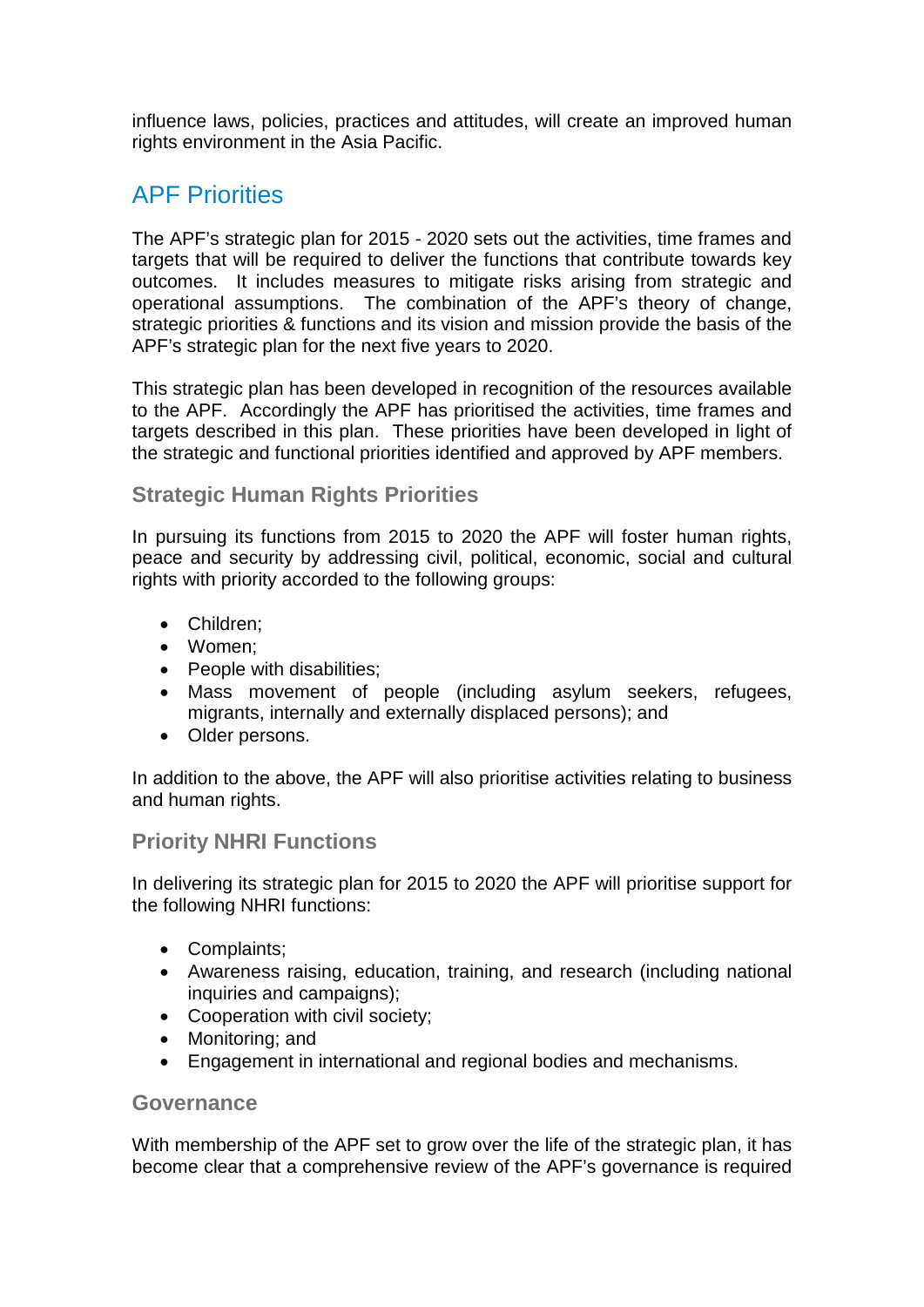influence laws, policies, practices and attitudes, will create an improved human rights environment in the Asia Pacific.

## APF Priorities

The APF's strategic plan for 2015 - 2020 sets out the activities, time frames and targets that will be required to deliver the functions that contribute towards key outcomes. It includes measures to mitigate risks arising from strategic and operational assumptions. The combination of the APF's theory of change, strategic priorities & functions and its vision and mission provide the basis of the APF's strategic plan for the next five years to 2020.

This strategic plan has been developed in recognition of the resources available to the APF. Accordingly the APF has prioritised the activities, time frames and targets described in this plan. These priorities have been developed in light of the strategic and functional priorities identified and approved by APF members.

### Strategic Human Rights Priorities

In pursuing its functions from 2015 to 2020 the APF will foster human rights, peace and security by addressing civil, political, economic, social and cultural rights with priority accorded to the following groups:

- Children;
- Women;
- People with disabilities;
- Mass movement of people (including asylum seekers, refugees, migrants, internally and externally displaced persons); and
- Older persons.

In addition to the above, the APF will also prioritise activities relating to business and human rights.

### Priority NHRI Functions

In delivering its strategic plan for 2015 to 2020 the APF will prioritise support for the following NHRI functions:

- Complaints;
- Awareness raising, education, training, and research (including national inquiries and campaigns);
- Cooperation with civil society;
- Monitoring; and
- Engagement in international and regional bodies and mechanisms.

### Governance

With membership of the APF set to grow over the life of the strategic plan, it has become clear that a comprehensive review of the APF's governance is required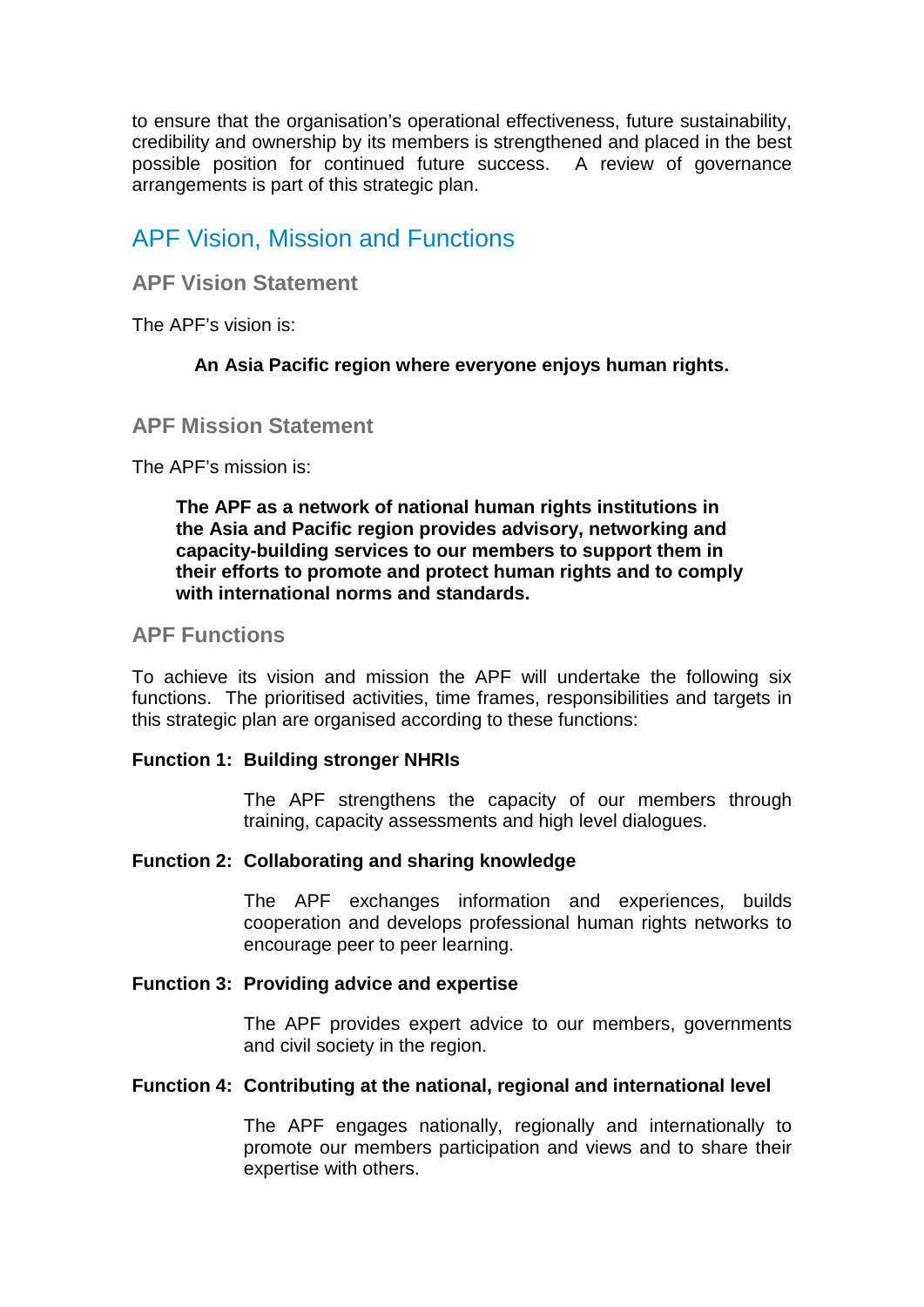to ensure that the organisation's operational effectiveness, future sustainability, credibility and ownership by its members is strengthened and placed in the best possible position for continued future success. A review of governance arrangements is part of this strategic plan.

## APF Vision, Mission and Functions

### APF Vision Statement

The APF's vision is:

> **An Asia Pacific region where everyone enjoys human rights.**

### APF Mission Statement

The APF's mission is:

> **The APF as a network of national human rights institutions in the Asia and Pacific region provides advisory, networking and capacity-building services to our members to support them in their efforts to promote and protect human rights and to comply with international norms and standards.**

### APF Functions

To achieve its vision and mission the APF will undertake the following six functions. The prioritised activities, time frames, responsibilities and targets in this strategic plan are organised according to these functions:

**Function 1: Building stronger NHRIs**

The APF strengthens the capacity of our members through training, capacity assessments and high level dialogues.

**Function 2: Collaborating and sharing knowledge**

The APF exchanges information and experiences, builds cooperation and develops professional human rights networks to encourage peer to peer learning.

**Function 3: Providing advice and expertise**

The APF provides expert advice to our members, governments and civil society in the region.

**Function 4: Contributing at the national, regional and international level**

The APF engages nationally, regionally and internationally to promote our members participation and views and to share their expertise with others.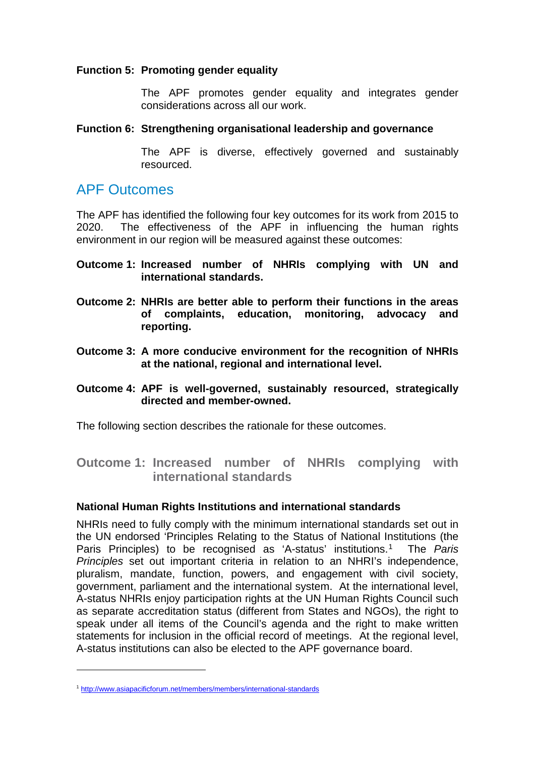**Function 5: Promoting gender equality**

The APF promotes gender equality and integrates gender considerations across all our work.

**Function 6: Strengthening organisational leadership and governance**

The APF is diverse, effectively governed and sustainably resourced.

## APF Outcomes

The APF has identified the following four key outcomes for its work from 2015 to 2020. The effectiveness of the APF in influencing the human rights environment in our region will be measured against these outcomes:

**Outcome 1: Increased number of NHRIs complying with UN and international standards.**

**Outcome 2: NHRIs are better able to perform their functions in the areas of complaints, education, monitoring, advocacy and reporting.**

**Outcome 3: A more conducive environment for the recognition of NHRIs at the national, regional and international level.**

**Outcome 4: APF is well-governed, sustainably resourced, strategically directed and member-owned.**

The following section describes the rationale for these outcomes.

### Outcome 1: Increased number of NHRIs complying with international standards

**National Human Rights Institutions and international standards**

NHRIs need to fully comply with the minimum international standards set out in the UN endorsed 'Principles Relating to the Status of National Institutions (the Paris Principles) to be recognised as 'A-status' institutions.[1] The *Paris Principles* set out important criteria in relation to an NHRI's independence, pluralism, mandate, function, powers, and engagement with civil society, government, parliament and the international system. At the international level, A-status NHRIs enjoy participation rights at the UN Human Rights Council such as separate accreditation status (different from States and NGOs), the right to speak under all items of the Council's agenda and the right to make written statements for inclusion in the official record of meetings. At the regional level, A-status institutions can also be elected to the APF governance board.

---

[1] http://www.asiapacificforum.net/members/members/international-standards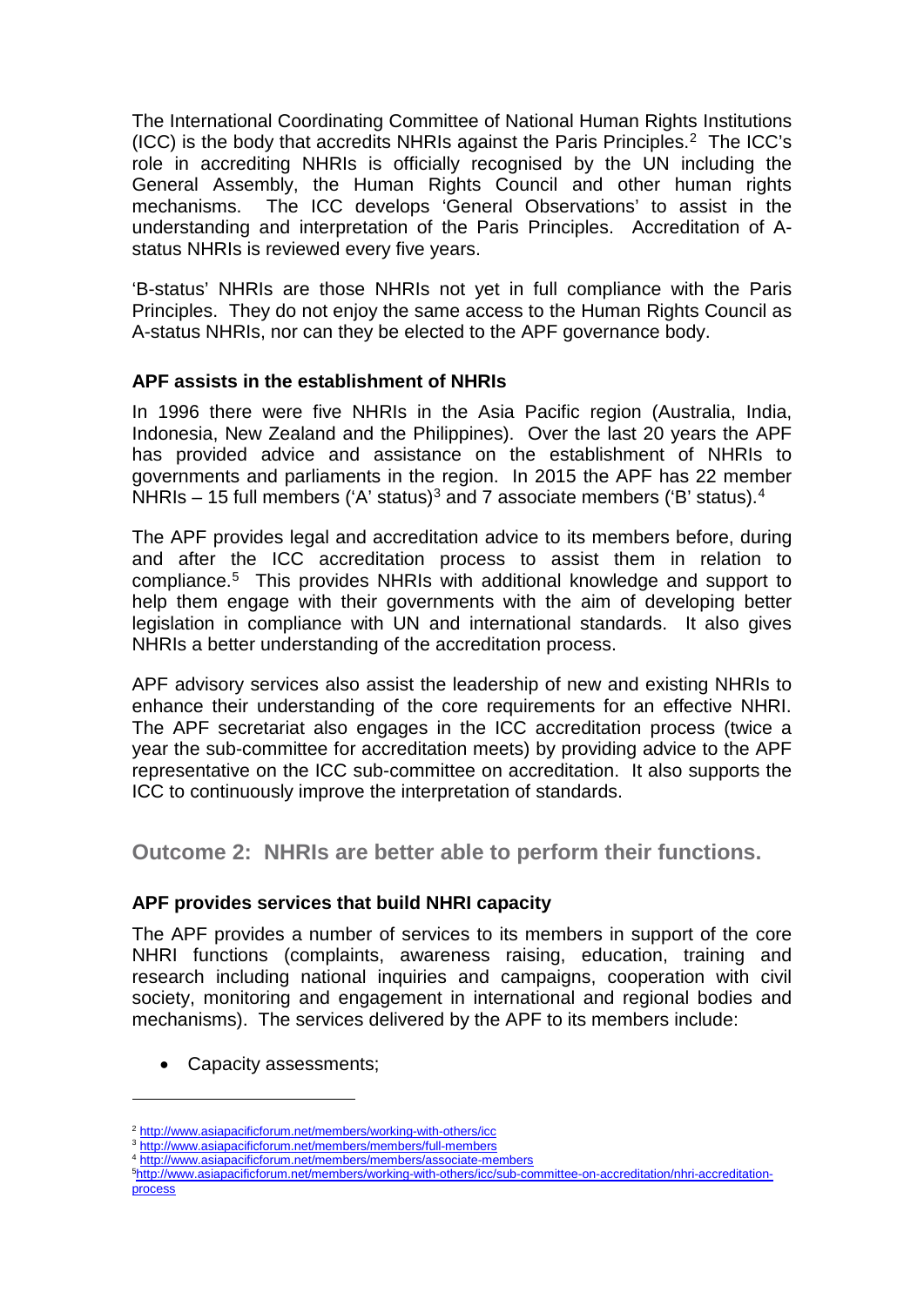The International Coordinating Committee of National Human Rights Institutions (ICC) is the body that accredits NHRIs against the Paris Principles.[2] The ICC's role in accrediting NHRIs is officially recognised by the UN including the General Assembly, the Human Rights Council and other human rights mechanisms. The ICC develops 'General Observations' to assist in the understanding and interpretation of the Paris Principles. Accreditation of A-status NHRIs is reviewed every five years.

'B-status' NHRIs are those NHRIs not yet in full compliance with the Paris Principles. They do not enjoy the same access to the Human Rights Council as A-status NHRIs, nor can they be elected to the APF governance body.

**APF assists in the establishment of NHRIs**

In 1996 there were five NHRIs in the Asia Pacific region (Australia, India, Indonesia, New Zealand and the Philippines). Over the last 20 years the APF has provided advice and assistance on the establishment of NHRIs to governments and parliaments in the region. In 2015 the APF has 22 member NHRIs – 15 full members ('A' status)[3] and 7 associate members ('B' status).[4]

The APF provides legal and accreditation advice to its members before, during and after the ICC accreditation process to assist them in relation to compliance.[5] This provides NHRIs with additional knowledge and support to help them engage with their governments with the aim of developing better legislation in compliance with UN and international standards. It also gives NHRIs a better understanding of the accreditation process.

APF advisory services also assist the leadership of new and existing NHRIs to enhance their understanding of the core requirements for an effective NHRI. The APF secretariat also engages in the ICC accreditation process (twice a year the sub-committee for accreditation meets) by providing advice to the APF representative on the ICC sub-committee on accreditation. It also supports the ICC to continuously improve the interpretation of standards.

## Outcome 2: NHRIs are better able to perform their functions.

**APF provides services that build NHRI capacity**

The APF provides a number of services to its members in support of the core NHRI functions (complaints, awareness raising, education, training and research including national inquiries and campaigns, cooperation with civil society, monitoring and engagement in international and regional bodies and mechanisms). The services delivered by the APF to its members include:

- Capacity assessments;

---

[2] http://www.asiapacificforum.net/members/working-with-others/icc

[3] http://www.asiapacificforum.net/members/members/full-members

[4] http://www.asiapacificforum.net/members/members/associate-members

[5] http://www.asiapacificforum.net/members/working-with-others/icc/sub-committee-on-accreditation/nhri-accreditation-process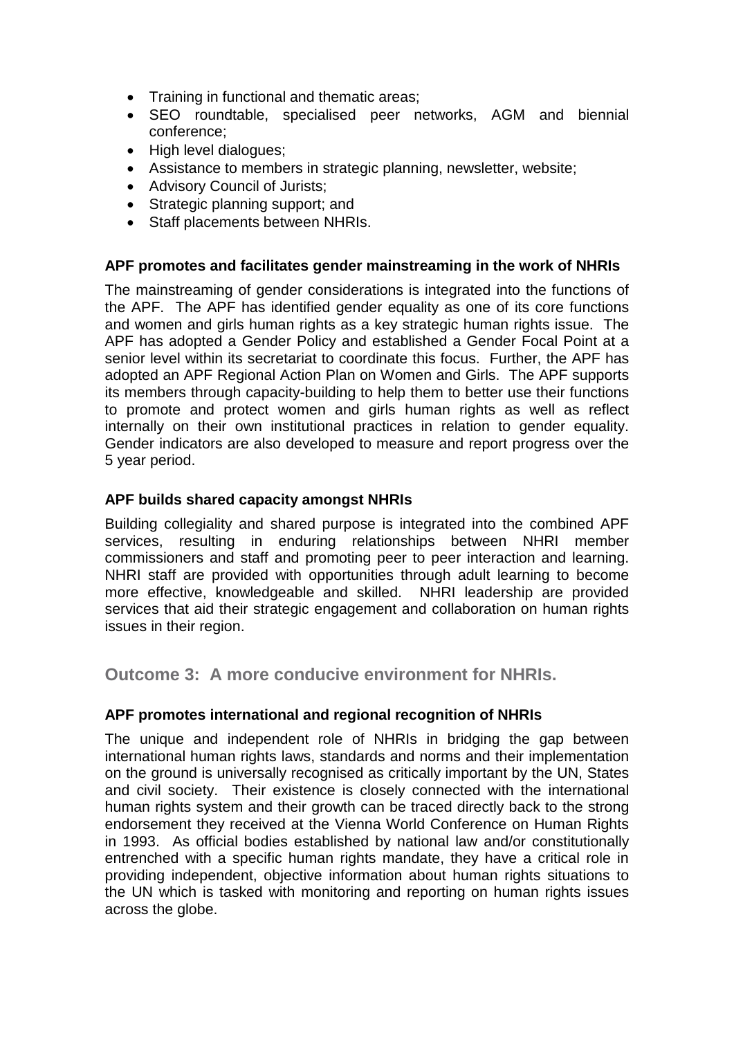- Training in functional and thematic areas;
- SEO roundtable, specialised peer networks, AGM and biennial conference;
- High level dialogues;
- Assistance to members in strategic planning, newsletter, website;
- Advisory Council of Jurists;
- Strategic planning support; and
- Staff placements between NHRIs.

**APF promotes and facilitates gender mainstreaming in the work of NHRIs**

The mainstreaming of gender considerations is integrated into the functions of the APF. The APF has identified gender equality as one of its core functions and women and girls human rights as a key strategic human rights issue. The APF has adopted a Gender Policy and established a Gender Focal Point at a senior level within its secretariat to coordinate this focus. Further, the APF has adopted an APF Regional Action Plan on Women and Girls. The APF supports its members through capacity-building to help them to better use their functions to promote and protect women and girls human rights as well as reflect internally on their own institutional practices in relation to gender equality. Gender indicators are also developed to measure and report progress over the 5 year period.

**APF builds shared capacity amongst NHRIs**

Building collegiality and shared purpose is integrated into the combined APF services, resulting in enduring relationships between NHRI member commissioners and staff and promoting peer to peer interaction and learning. NHRI staff are provided with opportunities through adult learning to become more effective, knowledgeable and skilled. NHRI leadership are provided services that aid their strategic engagement and collaboration on human rights issues in their region.

## Outcome 3: A more conducive environment for NHRIs.

**APF promotes international and regional recognition of NHRIs**

The unique and independent role of NHRIs in bridging the gap between international human rights laws, standards and norms and their implementation on the ground is universally recognised as critically important by the UN, States and civil society. Their existence is closely connected with the international human rights system and their growth can be traced directly back to the strong endorsement they received at the Vienna World Conference on Human Rights in 1993. As official bodies established by national law and/or constitutionally entrenched with a specific human rights mandate, they have a critical role in providing independent, objective information about human rights situations to the UN which is tasked with monitoring and reporting on human rights issues across the globe.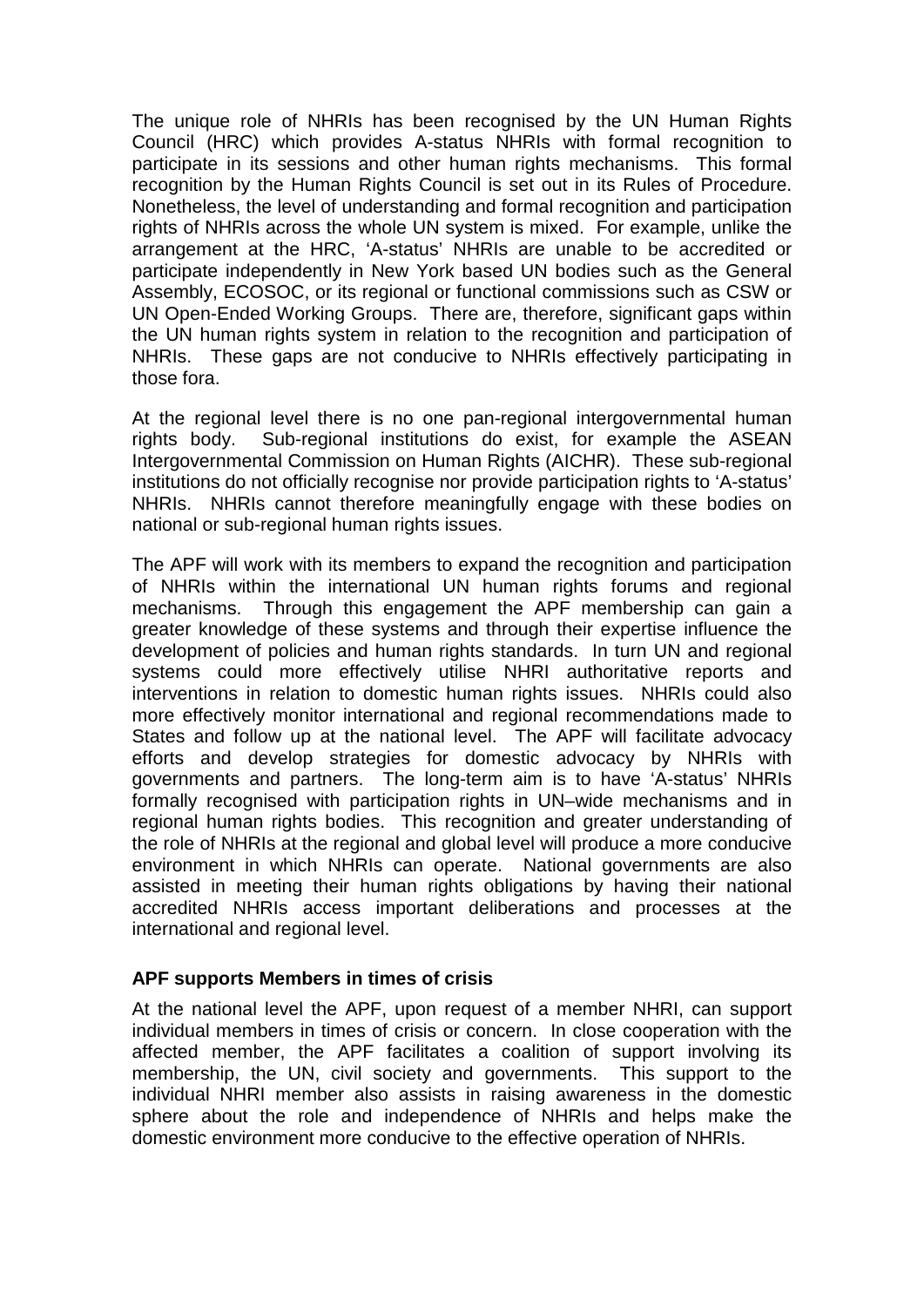The unique role of NHRIs has been recognised by the UN Human Rights Council (HRC) which provides A-status NHRIs with formal recognition to participate in its sessions and other human rights mechanisms. This formal recognition by the Human Rights Council is set out in its Rules of Procedure. Nonetheless, the level of understanding and formal recognition and participation rights of NHRIs across the whole UN system is mixed. For example, unlike the arrangement at the HRC, 'A-status' NHRIs are unable to be accredited or participate independently in New York based UN bodies such as the General Assembly, ECOSOC, or its regional or functional commissions such as CSW or UN Open-Ended Working Groups. There are, therefore, significant gaps within the UN human rights system in relation to the recognition and participation of NHRIs. These gaps are not conducive to NHRIs effectively participating in those fora.

At the regional level there is no one pan-regional intergovernmental human rights body. Sub-regional institutions do exist, for example the ASEAN Intergovernmental Commission on Human Rights (AICHR). These sub-regional institutions do not officially recognise nor provide participation rights to 'A-status' NHRIs. NHRIs cannot therefore meaningfully engage with these bodies on national or sub-regional human rights issues.

The APF will work with its members to expand the recognition and participation of NHRIs within the international UN human rights forums and regional mechanisms. Through this engagement the APF membership can gain a greater knowledge of these systems and through their expertise influence the development of policies and human rights standards. In turn UN and regional systems could more effectively utilise NHRI authoritative reports and interventions in relation to domestic human rights issues. NHRIs could also more effectively monitor international and regional recommendations made to States and follow up at the national level. The APF will facilitate advocacy efforts and develop strategies for domestic advocacy by NHRIs with governments and partners. The long-term aim is to have 'A-status' NHRIs formally recognised with participation rights in UN–wide mechanisms and in regional human rights bodies. This recognition and greater understanding of the role of NHRIs at the regional and global level will produce a more conducive environment in which NHRIs can operate. National governments are also assisted in meeting their human rights obligations by having their national accredited NHRIs access important deliberations and processes at the international and regional level.

**APF supports Members in times of crisis**

At the national level the APF, upon request of a member NHRI, can support individual members in times of crisis or concern. In close cooperation with the affected member, the APF facilitates a coalition of support involving its membership, the UN, civil society and governments. This support to the individual NHRI member also assists in raising awareness in the domestic sphere about the role and independence of NHRIs and helps make the domestic environment more conducive to the effective operation of NHRIs.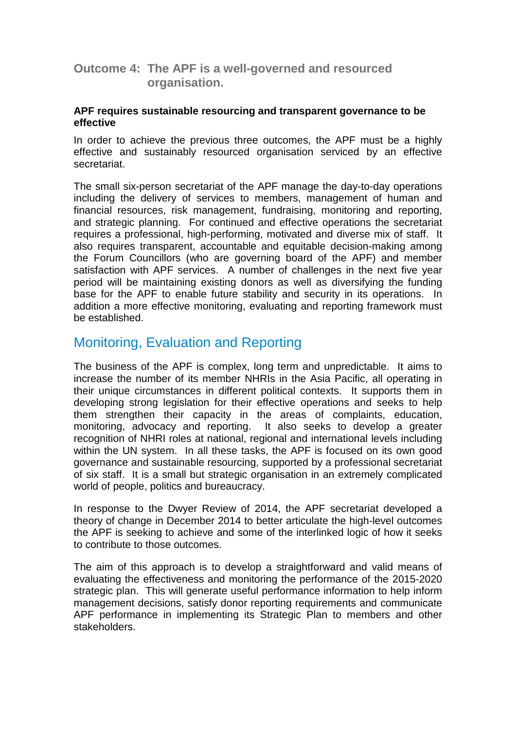## Outcome 4: The APF is a well-governed and resourced organisation.

**APF requires sustainable resourcing and transparent governance to be effective**

In order to achieve the previous three outcomes, the APF must be a highly effective and sustainably resourced organisation serviced by an effective secretariat.

The small six-person secretariat of the APF manage the day-to-day operations including the delivery of services to members, management of human and financial resources, risk management, fundraising, monitoring and reporting, and strategic planning. For continued and effective operations the secretariat requires a professional, high-performing, motivated and diverse mix of staff. It also requires transparent, accountable and equitable decision-making among the Forum Councillors (who are governing board of the APF) and member satisfaction with APF services. A number of challenges in the next five year period will be maintaining existing donors as well as diversifying the funding base for the APF to enable future stability and security in its operations. In addition a more effective monitoring, evaluating and reporting framework must be established.

# Monitoring, Evaluation and Reporting

The business of the APF is complex, long term and unpredictable. It aims to increase the number of its member NHRIs in the Asia Pacific, all operating in their unique circumstances in different political contexts. It supports them in developing strong legislation for their effective operations and seeks to help them strengthen their capacity in the areas of complaints, education, monitoring, advocacy and reporting. It also seeks to develop a greater recognition of NHRI roles at national, regional and international levels including within the UN system. In all these tasks, the APF is focused on its own good governance and sustainable resourcing, supported by a professional secretariat of six staff. It is a small but strategic organisation in an extremely complicated world of people, politics and bureaucracy.

In response to the Dwyer Review of 2014, the APF secretariat developed a theory of change in December 2014 to better articulate the high-level outcomes the APF is seeking to achieve and some of the interlinked logic of how it seeks to contribute to those outcomes.

The aim of this approach is to develop a straightforward and valid means of evaluating the effectiveness and monitoring the performance of the 2015-2020 strategic plan. This will generate useful performance information to help inform management decisions, satisfy donor reporting requirements and communicate APF performance in implementing its Strategic Plan to members and other stakeholders.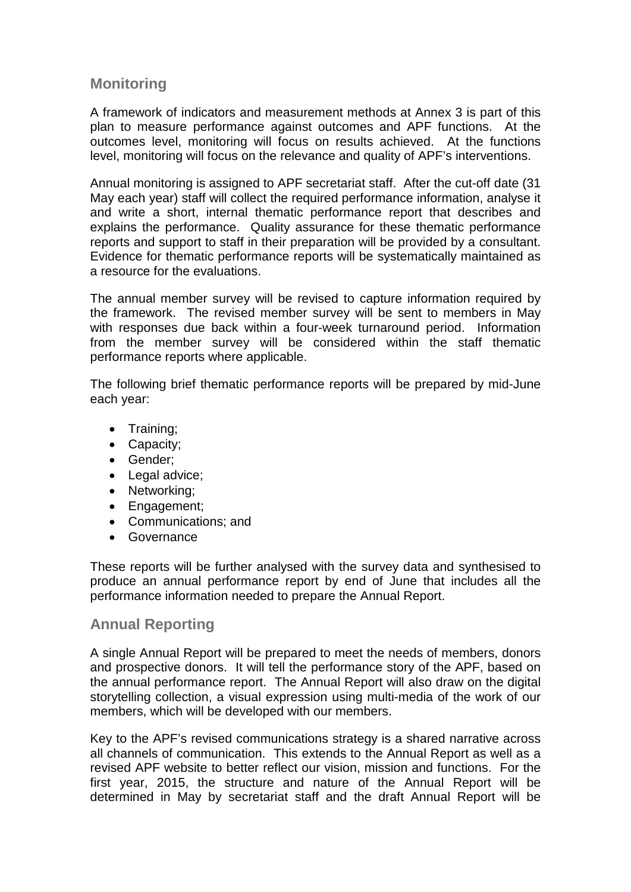## Monitoring

A framework of indicators and measurement methods at Annex 3 is part of this plan to measure performance against outcomes and APF functions. At the outcomes level, monitoring will focus on results achieved. At the functions level, monitoring will focus on the relevance and quality of APF's interventions.

Annual monitoring is assigned to APF secretariat staff. After the cut-off date (31 May each year) staff will collect the required performance information, analyse it and write a short, internal thematic performance report that describes and explains the performance. Quality assurance for these thematic performance reports and support to staff in their preparation will be provided by a consultant. Evidence for thematic performance reports will be systematically maintained as a resource for the evaluations.

The annual member survey will be revised to capture information required by the framework. The revised member survey will be sent to members in May with responses due back within a four-week turnaround period. Information from the member survey will be considered within the staff thematic performance reports where applicable.

The following brief thematic performance reports will be prepared by mid-June each year:

- Training;
- Capacity;
- Gender;
- Legal advice;
- Networking;
- Engagement;
- Communications; and
- Governance

These reports will be further analysed with the survey data and synthesised to produce an annual performance report by end of June that includes all the performance information needed to prepare the Annual Report.

## Annual Reporting

A single Annual Report will be prepared to meet the needs of members, donors and prospective donors. It will tell the performance story of the APF, based on the annual performance report. The Annual Report will also draw on the digital storytelling collection, a visual expression using multi-media of the work of our members, which will be developed with our members.

Key to the APF's revised communications strategy is a shared narrative across all channels of communication. This extends to the Annual Report as well as a revised APF website to better reflect our vision, mission and functions. For the first year, 2015, the structure and nature of the Annual Report will be determined in May by secretariat staff and the draft Annual Report will be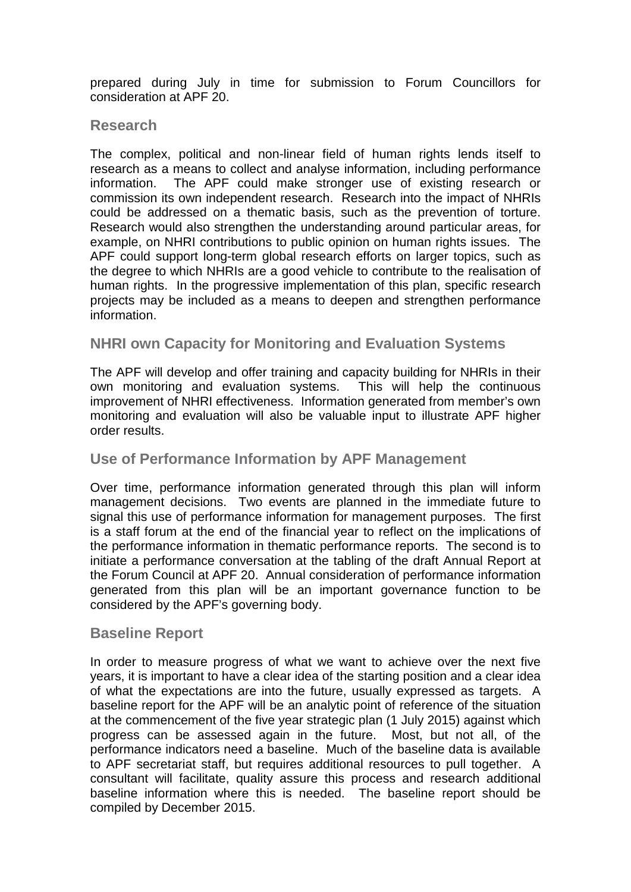prepared during July in time for submission to Forum Councillors for consideration at APF 20.

### Research

The complex, political and non-linear field of human rights lends itself to research as a means to collect and analyse information, including performance information. The APF could make stronger use of existing research or commission its own independent research. Research into the impact of NHRIs could be addressed on a thematic basis, such as the prevention of torture. Research would also strengthen the understanding around particular areas, for example, on NHRI contributions to public opinion on human rights issues. The APF could support long-term global research efforts on larger topics, such as the degree to which NHRIs are a good vehicle to contribute to the realisation of human rights. In the progressive implementation of this plan, specific research projects may be included as a means to deepen and strengthen performance information.

### NHRI own Capacity for Monitoring and Evaluation Systems

The APF will develop and offer training and capacity building for NHRIs in their own monitoring and evaluation systems. This will help the continuous improvement of NHRI effectiveness. Information generated from member's own monitoring and evaluation will also be valuable input to illustrate APF higher order results.

### Use of Performance Information by APF Management

Over time, performance information generated through this plan will inform management decisions. Two events are planned in the immediate future to signal this use of performance information for management purposes. The first is a staff forum at the end of the financial year to reflect on the implications of the performance information in thematic performance reports. The second is to initiate a performance conversation at the tabling of the draft Annual Report at the Forum Council at APF 20. Annual consideration of performance information generated from this plan will be an important governance function to be considered by the APF's governing body.

### Baseline Report

In order to measure progress of what we want to achieve over the next five years, it is important to have a clear idea of the starting position and a clear idea of what the expectations are into the future, usually expressed as targets. A baseline report for the APF will be an analytic point of reference of the situation at the commencement of the five year strategic plan (1 July 2015) against which progress can be assessed again in the future. Most, but not all, of the performance indicators need a baseline. Much of the baseline data is available to APF secretariat staff, but requires additional resources to pull together. A consultant will facilitate, quality assure this process and research additional baseline information where this is needed. The baseline report should be compiled by December 2015.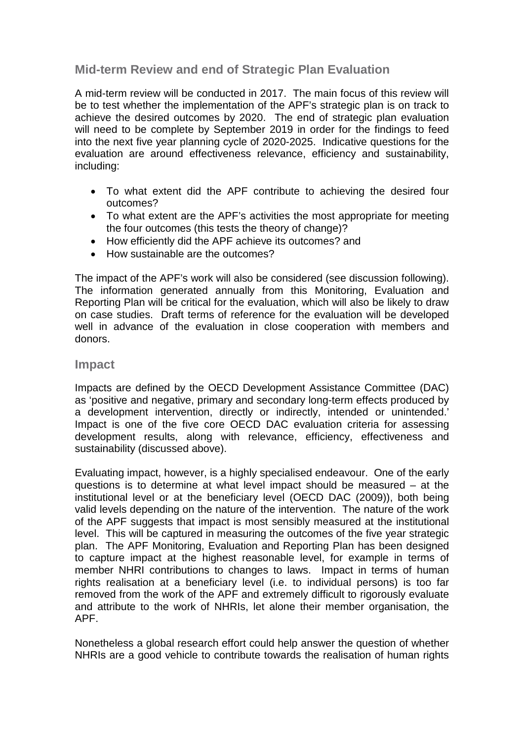## Mid-term Review and end of Strategic Plan Evaluation

A mid-term review will be conducted in 2017. The main focus of this review will be to test whether the implementation of the APF's strategic plan is on track to achieve the desired outcomes by 2020. The end of strategic plan evaluation will need to be complete by September 2019 in order for the findings to feed into the next five year planning cycle of 2020-2025. Indicative questions for the evaluation are around effectiveness relevance, efficiency and sustainability, including:

- To what extent did the APF contribute to achieving the desired four outcomes?
- To what extent are the APF's activities the most appropriate for meeting the four outcomes (this tests the theory of change)?
- How efficiently did the APF achieve its outcomes? and
- How sustainable are the outcomes?

The impact of the APF's work will also be considered (see discussion following). The information generated annually from this Monitoring, Evaluation and Reporting Plan will be critical for the evaluation, which will also be likely to draw on case studies. Draft terms of reference for the evaluation will be developed well in advance of the evaluation in close cooperation with members and donors.

## Impact

Impacts are defined by the OECD Development Assistance Committee (DAC) as 'positive and negative, primary and secondary long-term effects produced by a development intervention, directly or indirectly, intended or unintended.' Impact is one of the five core OECD DAC evaluation criteria for assessing development results, along with relevance, efficiency, effectiveness and sustainability (discussed above).

Evaluating impact, however, is a highly specialised endeavour. One of the early questions is to determine at what level impact should be measured – at the institutional level or at the beneficiary level (OECD DAC (2009)), both being valid levels depending on the nature of the intervention. The nature of the work of the APF suggests that impact is most sensibly measured at the institutional level. This will be captured in measuring the outcomes of the five year strategic plan. The APF Monitoring, Evaluation and Reporting Plan has been designed to capture impact at the highest reasonable level, for example in terms of member NHRI contributions to changes to laws. Impact in terms of human rights realisation at a beneficiary level (i.e. to individual persons) is too far removed from the work of the APF and extremely difficult to rigorously evaluate and attribute to the work of NHRIs, let alone their member organisation, the APF.

Nonetheless a global research effort could help answer the question of whether NHRIs are a good vehicle to contribute towards the realisation of human rights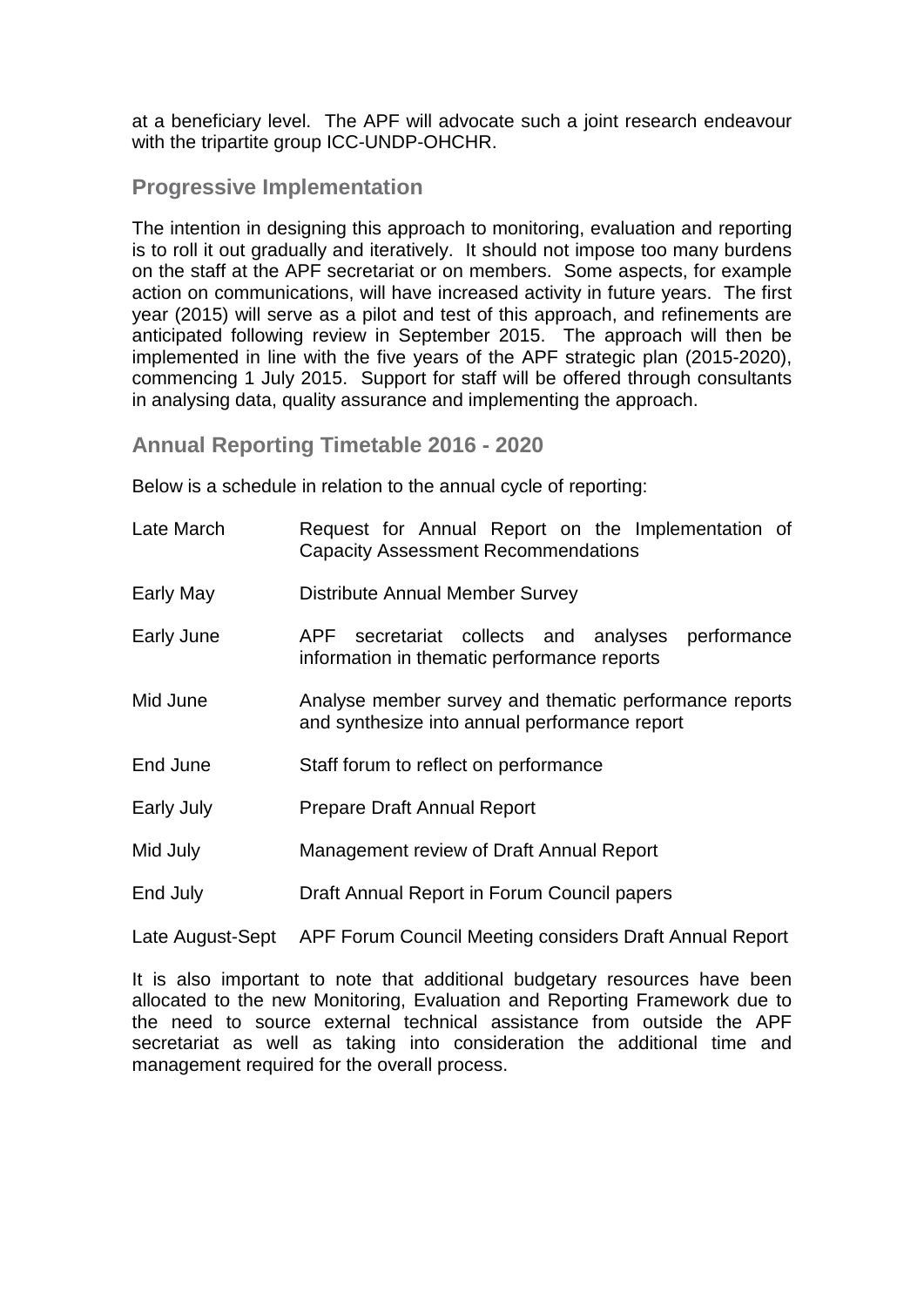at a beneficiary level. The APF will advocate such a joint research endeavour with the tripartite group ICC-UNDP-OHCHR.

## Progressive Implementation

The intention in designing this approach to monitoring, evaluation and reporting is to roll it out gradually and iteratively. It should not impose too many burdens on the staff at the APF secretariat or on members. Some aspects, for example action on communications, will have increased activity in future years. The first year (2015) will serve as a pilot and test of this approach, and refinements are anticipated following review in September 2015. The approach will then be implemented in line with the five years of the APF strategic plan (2015-2020), commencing 1 July 2015. Support for staff will be offered through consultants in analysing data, quality assurance and implementing the approach.

## Annual Reporting Timetable 2016 - 2020

Below is a schedule in relation to the annual cycle of reporting:

| | |
|---|---|
| Late March | Request for Annual Report on the Implementation of Capacity Assessment Recommendations |
| Early May | Distribute Annual Member Survey |
| Early June | APF secretariat collects and analyses performance information in thematic performance reports |
| Mid June | Analyse member survey and thematic performance reports and synthesize into annual performance report |
| End June | Staff forum to reflect on performance |
| Early July | Prepare Draft Annual Report |
| Mid July | Management review of Draft Annual Report |
| End July | Draft Annual Report in Forum Council papers |
| Late August-Sept | APF Forum Council Meeting considers Draft Annual Report |

It is also important to note that additional budgetary resources have been allocated to the new Monitoring, Evaluation and Reporting Framework due to the need to source external technical assistance from outside the APF secretariat as well as taking into consideration the additional time and management required for the overall process.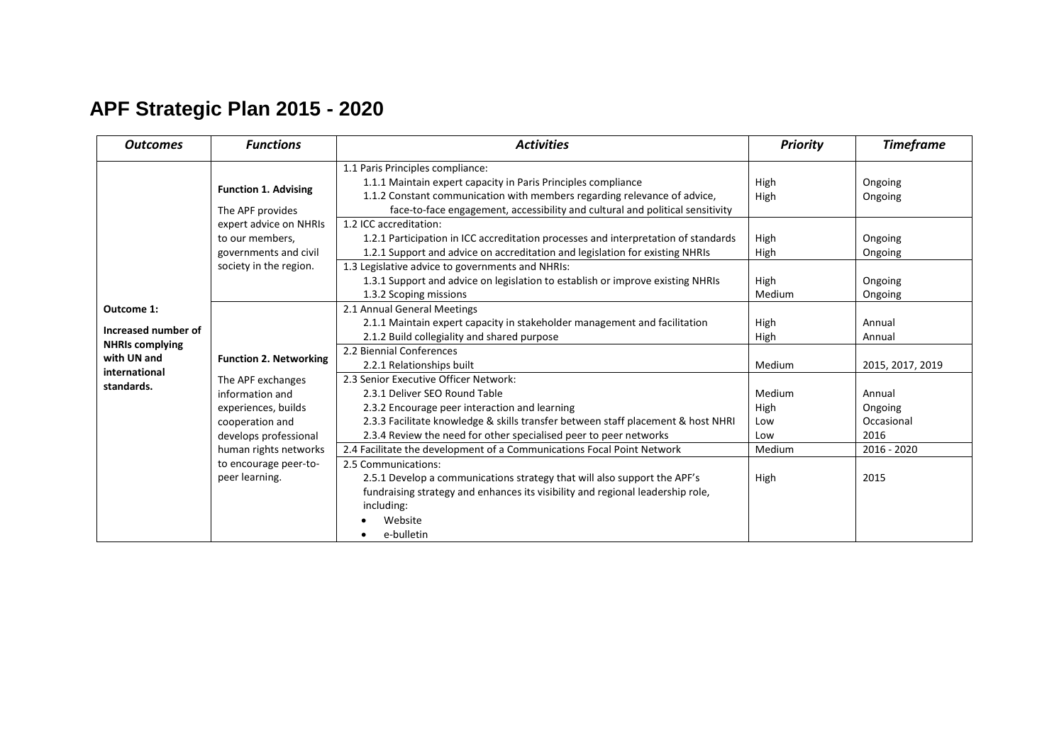# APF Strategic Plan 2015 - 2020

| ***Outcomes*** | ***Functions*** | ***Activities*** | ***Priority*** | ***Timeframe*** |
|---|---|---|---|---|
| **Outcome 1:** **Increased number of NHRIs complying with UN and international standards.** | **Function 1. Advising** The APF provides expert advice on NHRIs to our members, governments and civil society in the region. | 1.1 Paris Principles compliance: | | |
| | | 1.1.1 Maintain expert capacity in Paris Principles compliance | High | Ongoing |
| | | 1.1.2 Constant communication with members regarding relevance of advice, face-to-face engagement, accessibility and cultural and political sensitivity | High | Ongoing |
| | | 1.2 ICC accreditation: | | |
| | | 1.2.1 Participation in ICC accreditation processes and interpretation of standards | High | Ongoing |
| | | 1.2.1 Support and advice on accreditation and legislation for existing NHRIs | High | Ongoing |
| | | 1.3 Legislative advice to governments and NHRIs: | | |
| | | 1.3.1 Support and advice on legislation to establish or improve existing NHRIs | High | Ongoing |
| | | 1.3.2 Scoping missions | Medium | Ongoing |
| | **Function 2. Networking** The APF exchanges information and experiences, builds cooperation and develops professional human rights networks to encourage peer-to-peer learning. | 2.1 Annual General Meetings | | |
| | | 2.1.1 Maintain expert capacity in stakeholder management and facilitation | High | Annual |
| | | 2.1.2 Build collegiality and shared purpose | High | Annual |
| | | 2.2 Biennial Conferences | | |
| | | 2.2.1 Relationships built | Medium | 2015, 2017, 2019 |
| | | 2.3 Senior Executive Officer Network: | | |
| | | 2.3.1 Deliver SEO Round Table | Medium | Annual |
| | | 2.3.2 Encourage peer interaction and learning | High | Ongoing |
| | | 2.3.3 Facilitate knowledge & skills transfer between staff placement & host NHRI | Low | Occasional |
| | | 2.3.4 Review the need for other specialised peer to peer networks | Low | 2016 |
| | | 2.4 Facilitate the development of a Communications Focal Point Network | Medium | 2016 - 2020 |
| | | 2.5 Communications: | | |
| | | 2.5.1 Develop a communications strategy that will also support the APF's fundraising strategy and enhances its visibility and regional leadership role, including: • Website • e-bulletin | High | 2015 |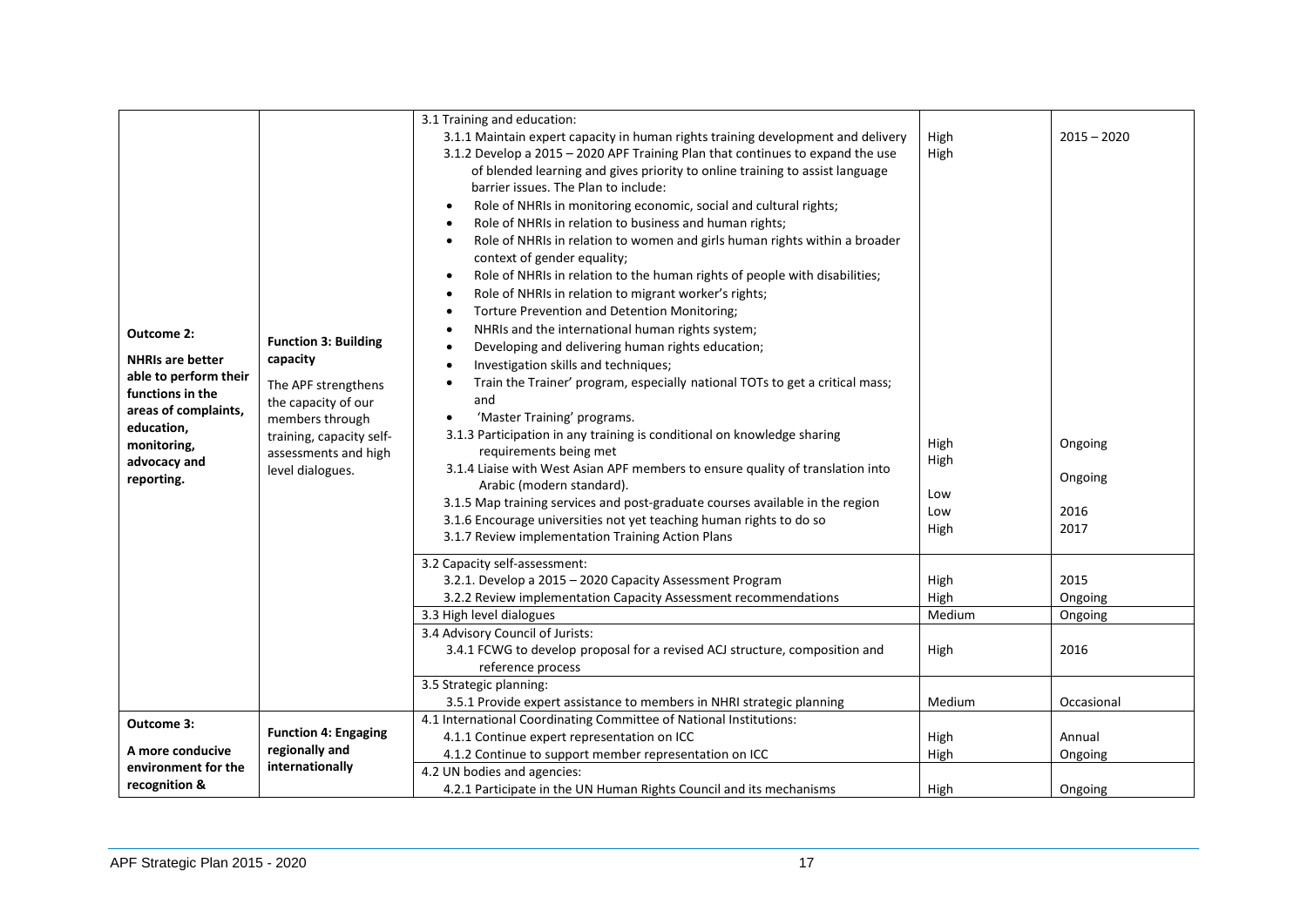| | | | | |
|---|---|---|---|---|
| **Outcome 2:** **NHRIs are better able to perform their functions in the areas of complaints, education, monitoring, advocacy and reporting.** | **Function 3: Building capacity** The APF strengthens the capacity of our members through training, capacity self-assessments and high level dialogues. | 3.1 Training and education:<br>3.1.1 Maintain expert capacity in human rights training development and delivery<br>3.1.2 Develop a 2015 – 2020 APF Training Plan that continues to expand the use of blended learning and gives priority to online training to assist language barrier issues. The Plan to include:<br>• Role of NHRIs in monitoring economic, social and cultural rights;<br>• Role of NHRIs in relation to business and human rights;<br>• Role of NHRIs in relation to women and girls human rights within a broader context of gender equality;<br>• Role of NHRIs in relation to the human rights of people with disabilities;<br>• Role of NHRIs in relation to migrant worker's rights;<br>• Torture Prevention and Detention Monitoring;<br>• NHRIs and the international human rights system;<br>• Developing and delivering human rights education;<br>• Investigation skills and techniques;<br>• Train the Trainer' program, especially national TOTs to get a critical mass; and<br>• 'Master Training' programs.<br>3.1.3 Participation in any training is conditional on knowledge sharing requirements being met<br>3.1.4 Liaise with West Asian APF members to ensure quality of translation into Arabic (modern standard).<br>3.1.5 Map training services and post-graduate courses available in the region<br>3.1.6 Encourage universities not yet teaching human rights to do so<br>3.1.7 Review implementation Training Action Plans | High<br>High<br><br><br><br><br><br><br><br><br><br><br><br><br><br><br>High<br>High<br><br>Low<br>Low<br>High | 2015 – 2020<br><br><br><br><br><br><br><br><br><br><br><br><br><br><br><br>Ongoing<br><br>Ongoing<br><br>2016<br>2017 |
| | | 3.2 Capacity self-assessment:<br>3.2.1. Develop a 2015 – 2020 Capacity Assessment Program<br>3.2.2 Review implementation Capacity Assessment recommendations | <br>High<br>High | <br>2015<br>Ongoing |
| | | 3.3 High level dialogues | Medium | Ongoing |
| | | 3.4 Advisory Council of Jurists:<br>3.4.1 FCWG to develop proposal for a revised ACJ structure, composition and reference process | <br>High | <br>2016 |
| | | 3.5 Strategic planning:<br>3.5.1 Provide expert assistance to members in NHRI strategic planning | <br>Medium | <br>Occasional |
| **Outcome 3:** **A more conducive environment for the recognition &** | **Function 4: Engaging regionally and internationally** | 4.1 International Coordinating Committee of National Institutions:<br>4.1.1 Continue expert representation on ICC<br>4.1.2 Continue to support member representation on ICC | <br>High<br>High | <br>Annual<br>Ongoing |
| | | 4.2 UN bodies and agencies:<br>4.2.1 Participate in the UN Human Rights Council and its mechanisms | <br>High | <br>Ongoing |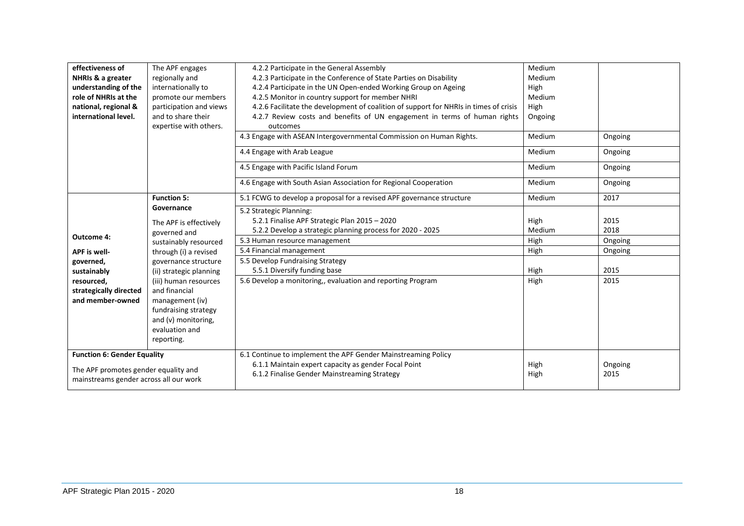| | | | | |
|---|---|---|---|---|
| **effectiveness of NHRIs & a greater understanding of the role of NHRIs at the national, regional & international level.** | The APF engages regionally and internationally to promote our members participation and views and to share their expertise with others. | 4.2.2 Participate in the General Assembly<br>4.2.3 Participate in the Conference of State Parties on Disability<br>4.2.4 Participate in the UN Open-ended Working Group on Ageing<br>4.2.5 Monitor in country support for member NHRI<br>4.2.6 Facilitate the development of coalition of support for NHRIs in times of crisis<br>4.2.7 Review costs and benefits of UN engagement in terms of human rights outcomes | Medium<br>Medium<br>High<br>Medium<br>High<br>Ongoing | |
| | | 4.3 Engage with ASEAN Intergovernmental Commission on Human Rights. | Medium | Ongoing |
| | | 4.4 Engage with Arab League | Medium | Ongoing |
| | | 4.5 Engage with Pacific Island Forum | Medium | Ongoing |
| | | 4.6 Engage with South Asian Association for Regional Cooperation | Medium | Ongoing |
| **Outcome 4:**<br><br>**APF is well-governed, sustainably resourced, strategically directed and member-owned** | **Function 5: Governance**<br><br>The APF is effectively governed and sustainably resourced through (i) a revised governance structure (ii) strategic planning (iii) human resources and financial management (iv) fundraising strategy and (v) monitoring, evaluation and reporting. | 5.1 FCWG to develop a proposal for a revised APF governance structure | Medium | 2017 |
| | | 5.2 Strategic Planning:<br>5.2.1 Finalise APF Strategic Plan 2015 – 2020<br>5.2.2 Develop a strategic planning process for 2020 - 2025 | <br>High<br>Medium | <br>2015<br>2018 |
| | | 5.3 Human resource management | High | Ongoing |
| | | 5.4 Financial management | High | Ongoing |
| | | 5.5 Develop Fundraising Strategy<br>5.5.1 Diversify funding base | <br>High | <br>2015 |
| | | 5.6 Develop a monitoring,, evaluation and reporting Program | High | 2015 |
| **Function 6: Gender Equality**<br><br>The APF promotes gender equality and mainstreams gender across all our work | | 6.1 Continue to implement the APF Gender Mainstreaming Policy<br>6.1.1 Maintain expert capacity as gender Focal Point<br>6.1.2 Finalise Gender Mainstreaming Strategy | <br>High<br>High | <br>Ongoing<br>2015 |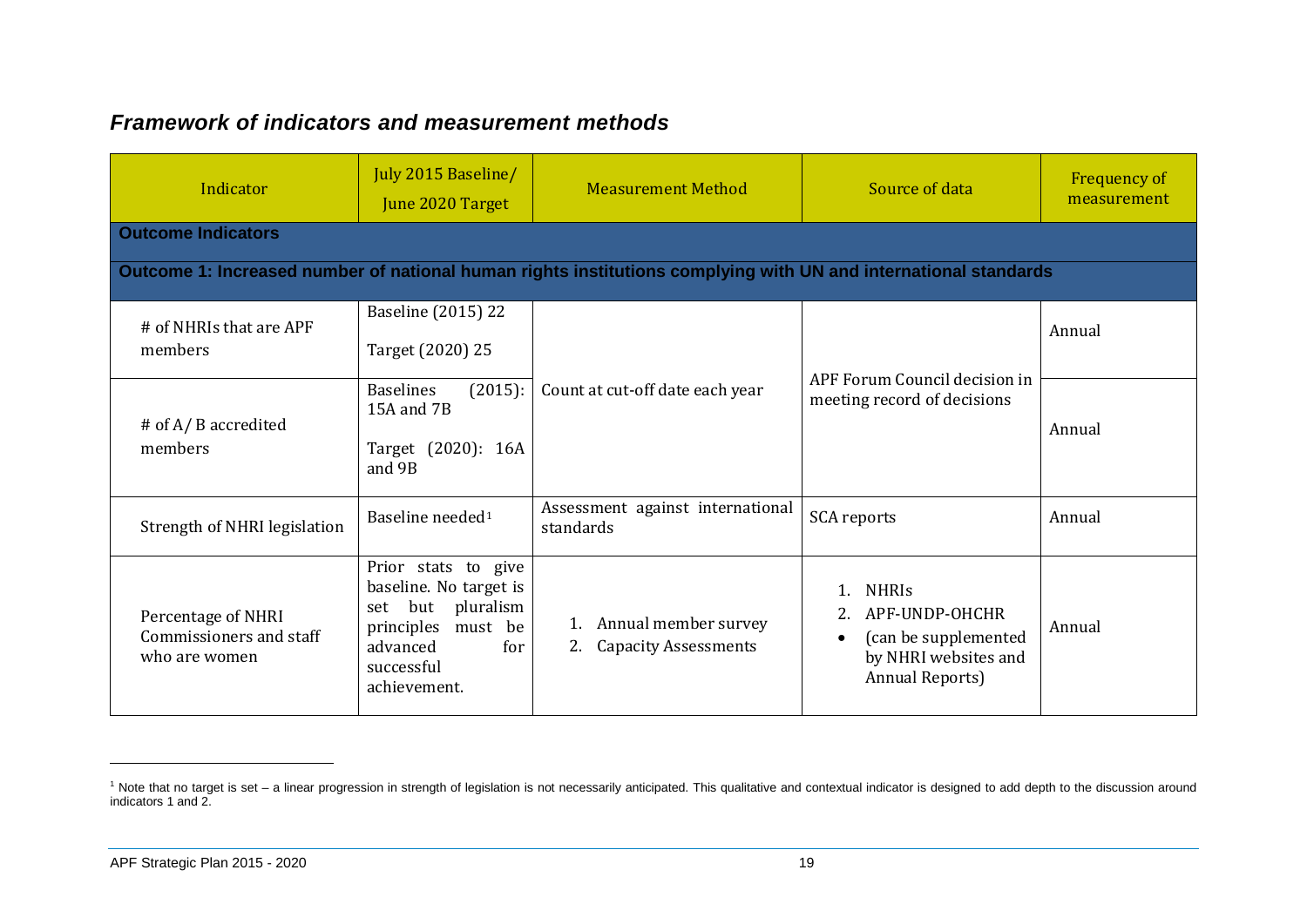### *Framework of indicators and measurement methods*

| Indicator | July 2015 Baseline/ June 2020 Target | Measurement Method | Source of data | Frequency of measurement |
|---|---|---|---|---|
| **Outcome Indicators** | | | | |
| **Outcome 1: Increased number of national human rights institutions complying with UN and international standards** | | | | |
| # of NHRIs that are APF members | Baseline (2015) 22<br>Target (2020) 25 | Count at cut-off date each year | APF Forum Council decision in meeting record of decisions | Annual |
| # of A/ B accredited members | Baselines (2015): 15A and 7B<br>Target (2020): 16A and 9B | | | Annual |
| Strength of NHRI legislation | Baseline needed[1] | Assessment against international standards | SCA reports | Annual |
| Percentage of NHRI Commissioners and staff who are women | Prior stats to give baseline. No target is set but pluralism principles must be advanced for successful achievement. | 1. Annual member survey<br>2. Capacity Assessments | 1. NHRIs<br>2. APF-UNDP-OHCHR<br>• (can be supplemented by NHRI websites and Annual Reports) | Annual |

[1] Note that no target is set – a linear progression in strength of legislation is not necessarily anticipated. This qualitative and contextual indicator is designed to add depth to the discussion around indicators 1 and 2.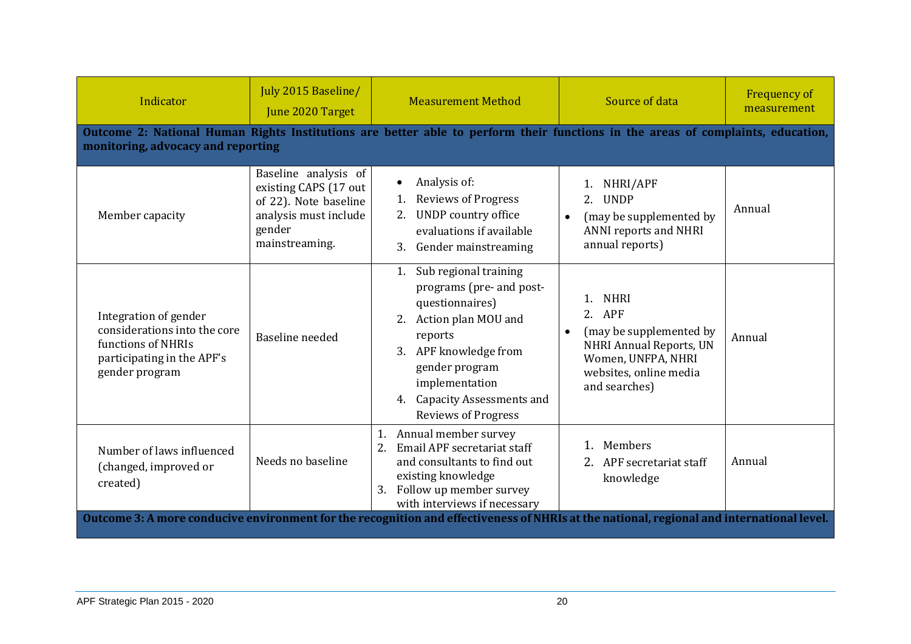| Indicator | July 2015 Baseline/ June 2020 Target | Measurement Method | Source of data | Frequency of measurement |
|---|---|---|---|---|
| **Outcome 2: National Human Rights Institutions are better able to perform their functions in the areas of complaints, education, monitoring, advocacy and reporting** | | | | |
| Member capacity | Baseline analysis of existing CAPS (17 out of 22). Note baseline analysis must include gender mainstreaming. | • Analysis of:<br>1. Reviews of Progress<br>2. UNDP country office evaluations if available<br>3. Gender mainstreaming | 1. NHRI/APF<br>2. UNDP<br>• (may be supplemented by ANNI reports and NHRI annual reports) | Annual |
| Integration of gender considerations into the core functions of NHRIs participating in the APF's gender program | Baseline needed | 1. Sub regional training programs (pre- and post-questionnaires)<br>2. Action plan MOU and reports<br>3. APF knowledge from gender program implementation<br>4. Capacity Assessments and Reviews of Progress | 1. NHRI<br>2. APF<br>• (may be supplemented by NHRI Annual Reports, UN Women, UNFPA, NHRI websites, online media and searches) | Annual |
| Number of laws influenced (changed, improved or created) | Needs no baseline | 1. Annual member survey<br>2. Email APF secretariat staff and consultants to find out existing knowledge<br>3. Follow up member survey with interviews if necessary | 1. Members<br>2. APF secretariat staff knowledge | Annual |
| **Outcome 3: A more conducive environment for the recognition and effectiveness of NHRIs at the national, regional and international level.** | | | | |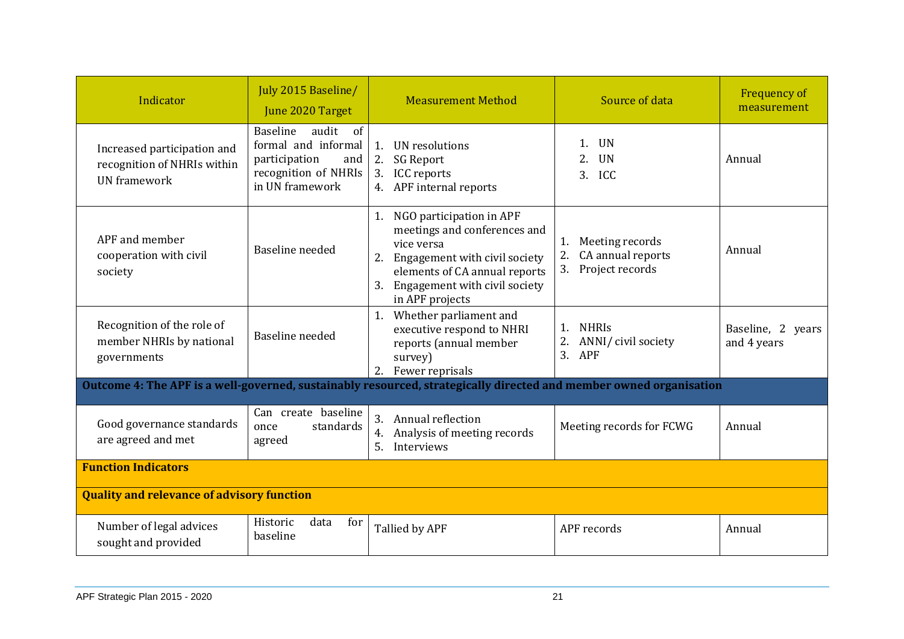| Indicator | July 2015 Baseline/ June 2020 Target | Measurement Method | Source of data | Frequency of measurement |
|---|---|---|---|---|
| Increased participation and recognition of NHRIs within UN framework | Baseline audit of formal and informal participation and recognition of NHRIs in UN framework | 1. UN resolutions<br>2. SG Report<br>3. ICC reports<br>4. APF internal reports | 1. UN<br>2. UN<br>3. ICC | Annual |
| APF and member cooperation with civil society | Baseline needed | 1. NGO participation in APF meetings and conferences and vice versa<br>2. Engagement with civil society elements of CA annual reports<br>3. Engagement with civil society in APF projects | 1. Meeting records<br>2. CA annual reports<br>3. Project records | Annual |
| Recognition of the role of member NHRIs by national governments | Baseline needed | 1. Whether parliament and executive respond to NHRI reports (annual member survey)<br>2. Fewer reprisals | 1. NHRIs<br>2. ANNI/ civil society<br>3. APF | Baseline, 2 years and 4 years |
| **Outcome 4: The APF is a well-governed, sustainably resourced, strategically directed and member owned organisation** | | | | |
| Good governance standards are agreed and met | Can create baseline once standards agreed | 3. Annual reflection<br>4. Analysis of meeting records<br>5. Interviews | Meeting records for FCWG | Annual |
| **Function Indicators** | | | | |
| **Quality and relevance of advisory function** | | | | |
| Number of legal advices sought and provided | Historic data for baseline | Tallied by APF | APF records | Annual |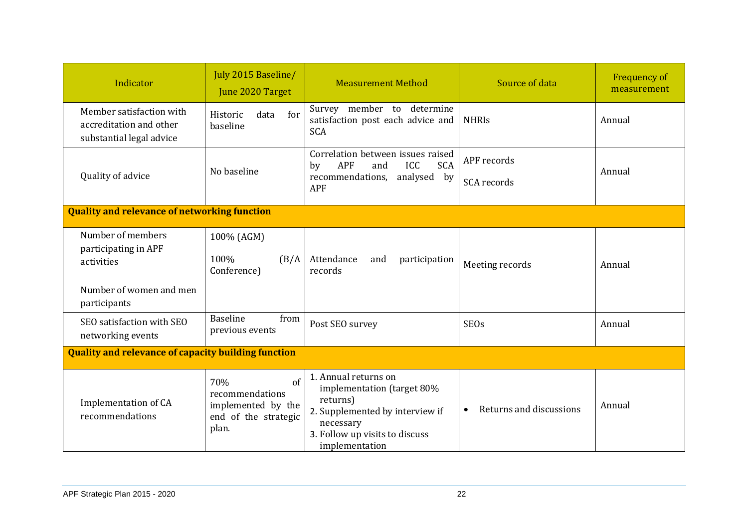| Indicator | July 2015 Baseline/ June 2020 Target | Measurement Method | Source of data | Frequency of measurement |
|---|---|---|---|---|
| Member satisfaction with accreditation and other substantial legal advice | Historic data for baseline | Survey member to determine satisfaction post each advice and SCA | NHRIs | Annual |
| Quality of advice | No baseline | Correlation between issues raised by APF and ICC SCA recommendations, analysed by APF | APF records<br><br>SCA records | Annual |
| **Quality and relevance of networking function** | | | | |
| Number of members participating in APF activities<br><br>Number of women and men participants | 100% (AGM)<br><br>100% (B/A Conference) | Attendance and participation records | Meeting records | Annual |
| SEO satisfaction with SEO networking events | Baseline from previous events | Post SEO survey | SEOs | Annual |
| **Quality and relevance of capacity building function** | | | | |
| Implementation of CA recommendations | 70% of recommendations implemented by the end of the strategic plan. | 1. Annual returns on implementation (target 80% returns)<br>2. Supplemented by interview if necessary<br>3. Follow up visits to discuss implementation | • Returns and discussions | Annual |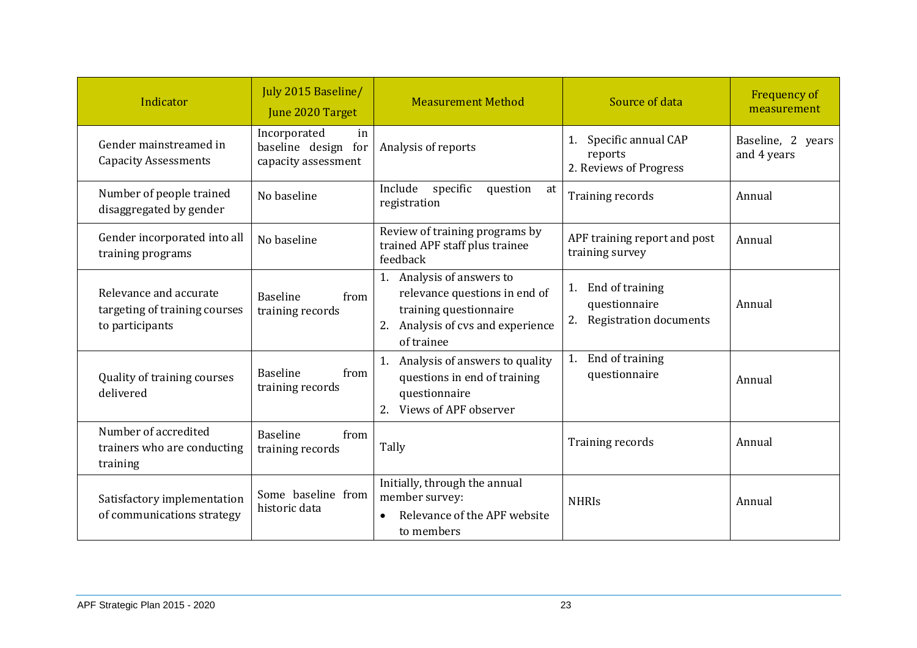| Indicator | July 2015 Baseline/ June 2020 Target | Measurement Method | Source of data | Frequency of measurement |
|---|---|---|---|---|
| Gender mainstreamed in Capacity Assessments | Incorporated in baseline design for capacity assessment | Analysis of reports | 1. Specific annual CAP reports<br>2. Reviews of Progress | Baseline, 2 years and 4 years |
| Number of people trained disaggregated by gender | No baseline | Include specific question at registration | Training records | Annual |
| Gender incorporated into all training programs | No baseline | Review of training programs by trained APF staff plus trainee feedback | APF training report and post training survey | Annual |
| Relevance and accurate targeting of training courses to participants | Baseline from training records | 1. Analysis of answers to relevance questions in end of training questionnaire<br>2. Analysis of cvs and experience of trainee | 1. End of training questionnaire<br>2. Registration documents | Annual |
| Quality of training courses delivered | Baseline from training records | 1. Analysis of answers to quality questions in end of training questionnaire<br>2. Views of APF observer | 1. End of training questionnaire | Annual |
| Number of accredited trainers who are conducting training | Baseline from training records | Tally | Training records | Annual |
| Satisfactory implementation of communications strategy | Some baseline from historic data | Initially, through the annual member survey:<br>• Relevance of the APF website to members | NHRIs | Annual |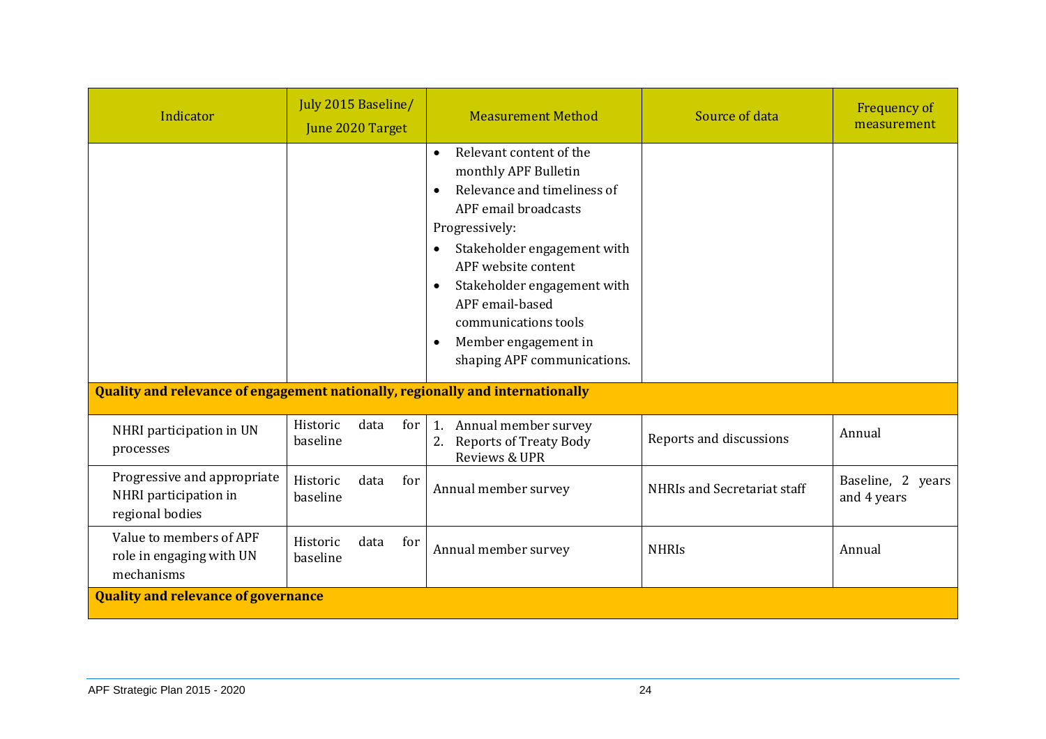| Indicator | July 2015 Baseline/ June 2020 Target | Measurement Method | Source of data | Frequency of measurement |
|---|---|---|---|---|
| | | • Relevant content of the monthly APF Bulletin<br>• Relevance and timeliness of APF email broadcasts<br>Progressively:<br>• Stakeholder engagement with APF website content<br>• Stakeholder engagement with APF email-based communications tools<br>• Member engagement in shaping APF communications. | | |
| **Quality and relevance of engagement nationally, regionally and internationally** | | | | |
| NHRI participation in UN processes | Historic data for baseline | 1. Annual member survey<br>2. Reports of Treaty Body Reviews & UPR | Reports and discussions | Annual |
| Progressive and appropriate NHRI participation in regional bodies | Historic data for baseline | Annual member survey | NHRIs and Secretariat staff | Baseline, 2 years and 4 years |
| Value to members of APF role in engaging with UN mechanisms | Historic data for baseline | Annual member survey | NHRIs | Annual |
| **Quality and relevance of governance** | | | | |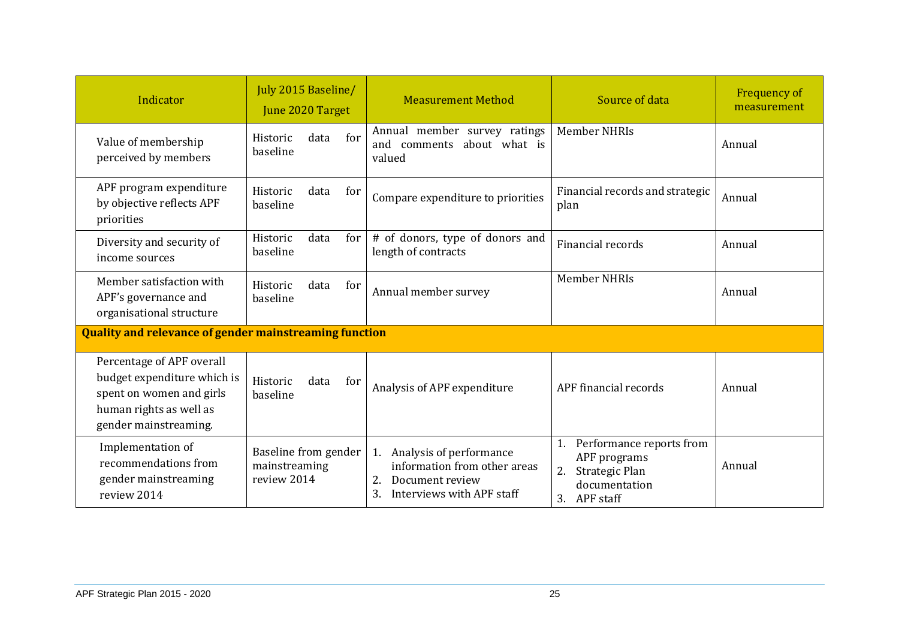| Indicator | July 2015 Baseline/ June 2020 Target | Measurement Method | Source of data | Frequency of measurement |
|---|---|---|---|---|
| Value of membership perceived by members | Historic data for baseline | Annual member survey ratings and comments about what is valued | Member NHRIs | Annual |
| APF program expenditure by objective reflects APF priorities | Historic data for baseline | Compare expenditure to priorities | Financial records and strategic plan | Annual |
| Diversity and security of income sources | Historic data for baseline | # of donors, type of donors and length of contracts | Financial records | Annual |
| Member satisfaction with APF's governance and organisational structure | Historic data for baseline | Annual member survey | Member NHRIs | Annual |
| **Quality and relevance of gender mainstreaming function** | | | | |
| Percentage of APF overall budget expenditure which is spent on women and girls human rights as well as gender mainstreaming. | Historic data for baseline | Analysis of APF expenditure | APF financial records | Annual |
| Implementation of recommendations from gender mainstreaming review 2014 | Baseline from gender mainstreaming review 2014 | 1. Analysis of performance information from other areas<br>2. Document review<br>3. Interviews with APF staff | 1. Performance reports from APF programs<br>2. Strategic Plan documentation<br>3. APF staff | Annual |